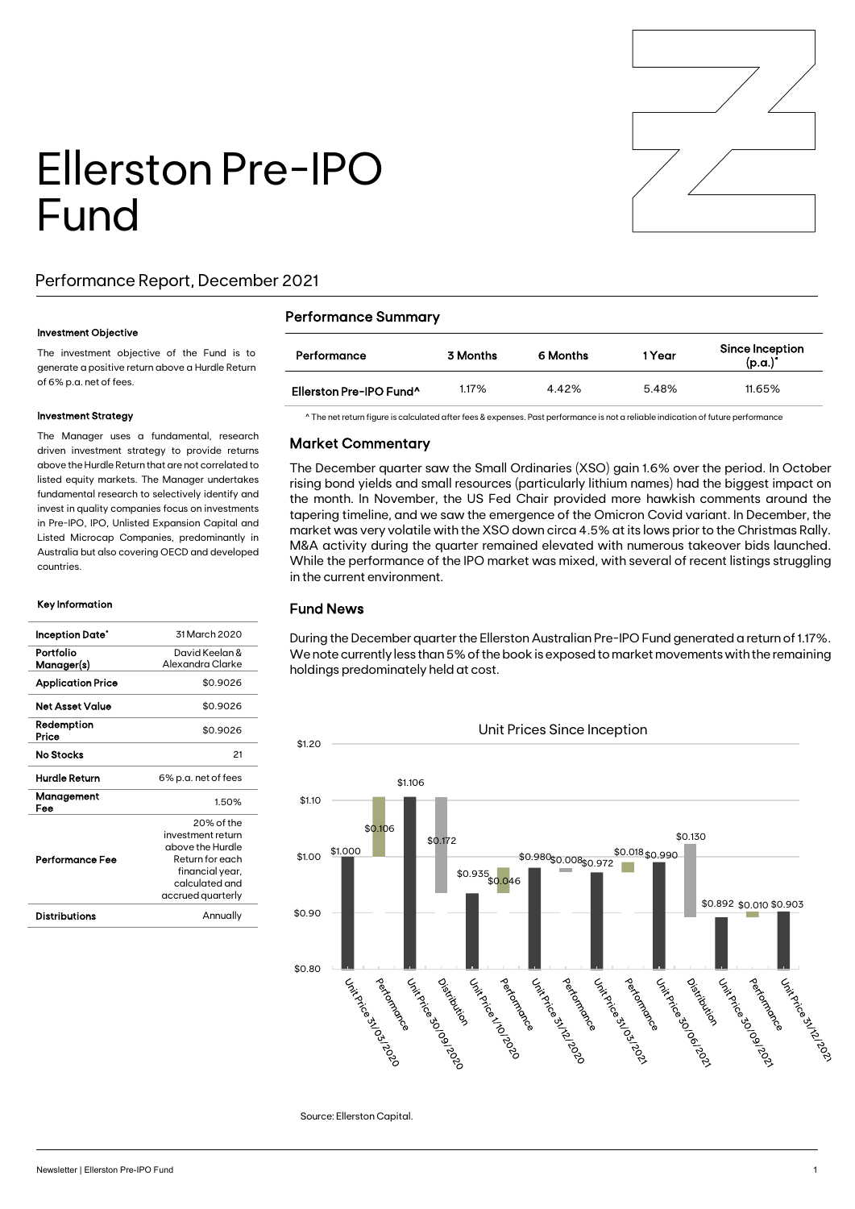# Ellerston Pre-IPO Fund

## Performance Report, December 2021

### Investment Objective

The investment objective of the Fund is to generate a positive return above a Hurdle Return of 6% p.a. net of fees.

### Investment Strategy

The Manager uses a fundamental, research driven investment strategy to provide returns above the Hurdle Return that are not correlated to listed equity markets. The Manager undertakes fundamental research to selectively identify and invest in quality companies focus on investments in Pre-IPO, IPO, Unlisted Expansion Capital and Listed Microcap Companies, predominantly in Australia but also covering OECD and developed countries.

### Key Information

| | |
|---|---|
| **Inception Date*** | 31 March 2020 |
| **Portfolio Manager(s)** | David Keelan & Alexandra Clarke |
| **Application Price** | $0.9026 |
| **Net Asset Value** | $0.9026 |
| **Redemption Price** | $0.9026 |
| **No Stocks** | 21 |
| **Hurdle Return** | 6% p.a. net of fees |
| **Management Fee** | 1.50% |
| **Performance Fee** | 20% of the investment return above the Hurdle Return for each financial year, calculated and accrued quarterly |
| **Distributions** | Annually |

## Performance Summary

| Performance | 3 Months | 6 Months | 1 Year | Since Inception (p.a.)* |
|---|---|---|---|---|
| Ellerston Pre-IPO Fund^ | 1.17% | 4.42% | 5.48% | 11.65% |

^ The net return figure is calculated after fees & expenses. Past performance is not a reliable indication of future performance

## Market Commentary

The December quarter saw the Small Ordinaries (XSO) gain 1.6% over the period. In October rising bond yields and small resources (particularly lithium names) had the biggest impact on the month. In November, the US Fed Chair provided more hawkish comments around the tapering timeline, and we saw the emergence of the Omicron Covid variant. In December, the market was very volatile with the XSO down circa 4.5% at its lows prior to the Christmas Rally. M&A activity during the quarter remained elevated with numerous takeover bids launched. While the performance of the IPO market was mixed, with several of recent listings struggling in the current environment.

## Fund News

During the December quarter the Ellerston Australian Pre-IPO Fund generated a return of 1.17%. We note currently less than 5% of the book is exposed to market movements with the remaining holdings predominately held at cost.

**Unit Prices Since Inception**

| Item | Value |
|---|---|
| Unit Price 31/03/2020 | $1.000 |
| Performance | $0.106 |
| Unit Price 30/09/2020 | $1.106 |
| Distribution | $0.172 |
| Unit Price 1/10/2020 | $0.935 |
| Performance | $0.046 |
| Unit Price 31/12/2020 | $0.980 |
| Performance | $0.008 |
| Unit Price 31/03/2021 | $0.972 |
| Performance | $0.018 |
| Unit Price 30/06/2021 | $0.990 |
| Distribution | $0.130 |
| Unit Price 30/09/2021 | $0.892 |
| Performance | $0.010 |
| Unit Price 31/12/2021 | $0.903 |

Source: Ellerston Capital.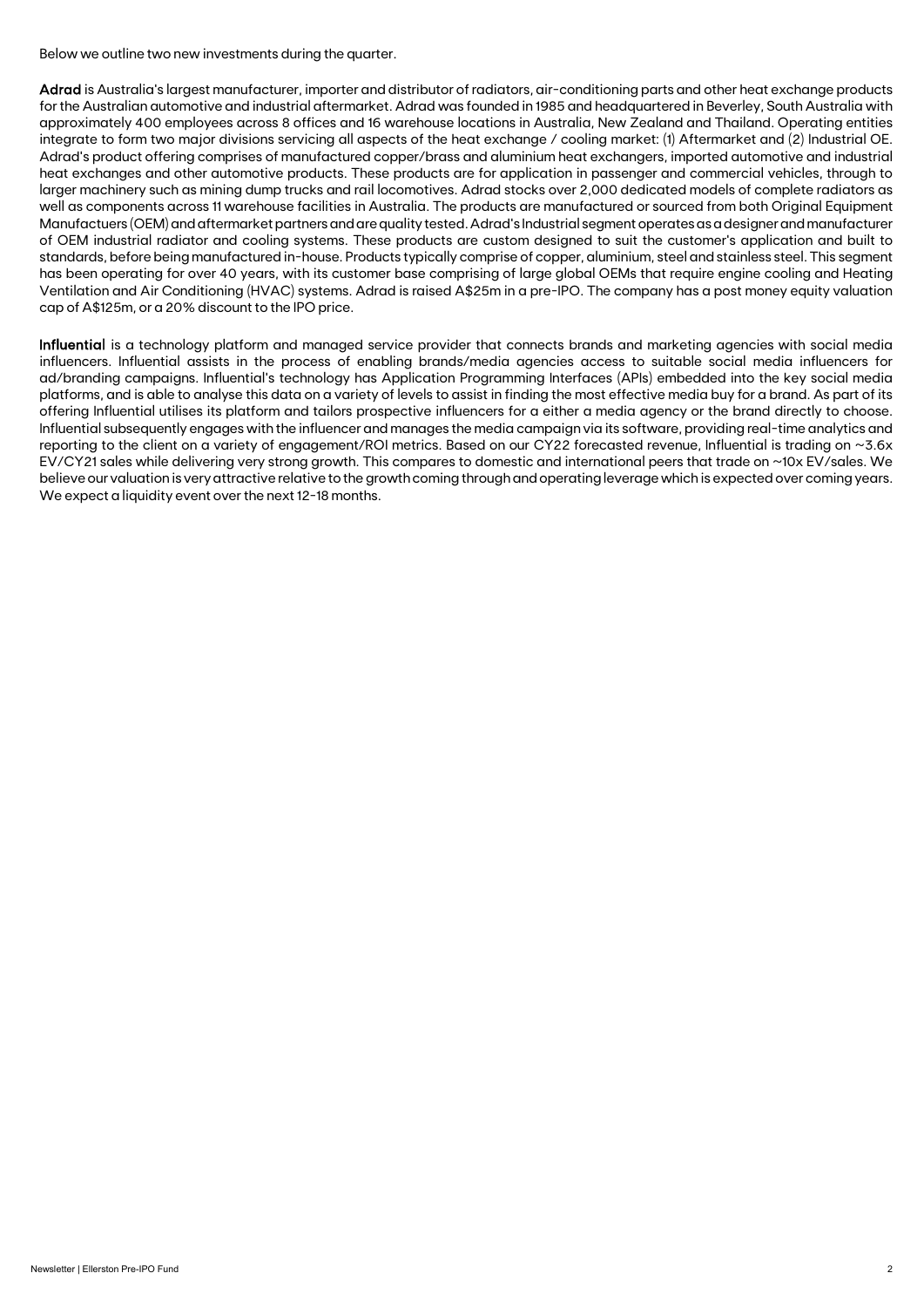Below we outline two new investments during the quarter.

**Adrad** is Australia's largest manufacturer, importer and distributor of radiators, air-conditioning parts and other heat exchange products for the Australian automotive and industrial aftermarket. Adrad was founded in 1985 and headquartered in Beverley, South Australia with approximately 400 employees across 8 offices and 16 warehouse locations in Australia, New Zealand and Thailand. Operating entities integrate to form two major divisions servicing all aspects of the heat exchange / cooling market: (1) Aftermarket and (2) Industrial OE. Adrad's product offering comprises of manufactured copper/brass and aluminium heat exchangers, imported automotive and industrial heat exchanges and other automotive products. These products are for application in passenger and commercial vehicles, through to larger machinery such as mining dump trucks and rail locomotives. Adrad stocks over 2,000 dedicated models of complete radiators as well as components across 11 warehouse facilities in Australia. The products are manufactured or sourced from both Original Equipment Manufactuers (OEM) and aftermarket partners and are quality tested. Adrad's Industrial segment operates as a designer and manufacturer of OEM industrial radiator and cooling systems. These products are custom designed to suit the customer's application and built to standards, before being manufactured in-house. Products typically comprise of copper, aluminium, steel and stainless steel. This segment has been operating for over 40 years, with its customer base comprising of large global OEMs that require engine cooling and Heating Ventilation and Air Conditioning (HVAC) systems. Adrad is raised A$25m in a pre-IPO. The company has a post money equity valuation cap of A$125m, or a 20% discount to the IPO price.

**Influential** is a technology platform and managed service provider that connects brands and marketing agencies with social media influencers. Influential assists in the process of enabling brands/media agencies access to suitable social media influencers for ad/branding campaigns. Influential's technology has Application Programming Interfaces (APIs) embedded into the key social media platforms, and is able to analyse this data on a variety of levels to assist in finding the most effective media buy for a brand. As part of its offering Influential utilises its platform and tailors prospective influencers for a either a media agency or the brand directly to choose. Influential subsequently engages with the influencer and manages the media campaign via its software, providing real-time analytics and reporting to the client on a variety of engagement/ROI metrics. Based on our CY22 forecasted revenue, Influential is trading on ~3.6x EV/CY21 sales while delivering very strong growth. This compares to domestic and international peers that trade on ~10x EV/sales. We believe our valuation is very attractive relative to the growth coming through and operating leverage which is expected over coming years. We expect a liquidity event over the next 12-18 months.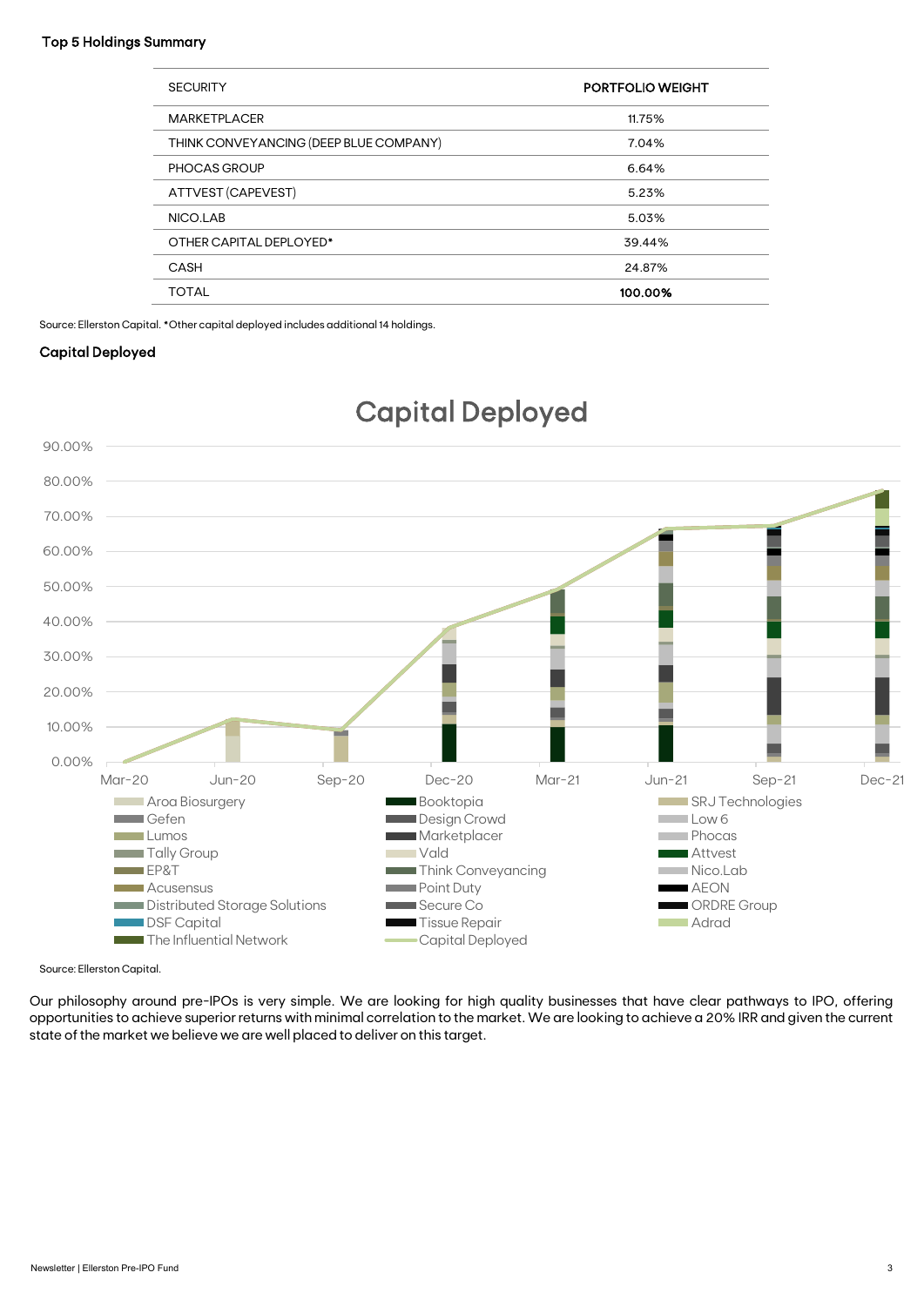### Top 5 Holdings Summary

| SECURITY | PORTFOLIO WEIGHT |
|---|---|
| MARKETPLACER | 11.75% |
| THINK CONVEYANCING (DEEP BLUE COMPANY) | 7.04% |
| PHOCAS GROUP | 6.64% |
| ATTVEST (CAPEVEST) | 5.23% |
| NICO.LAB | 5.03% |
| OTHER CAPITAL DEPLOYED* | 39.44% |
| CASH | 24.87% |
| TOTAL | **100.00%** |

Source: Ellerston Capital. *Other capital deployed includes additional 14 holdings.

### Capital Deployed

Source: Ellerston Capital.

Our philosophy around pre-IPOs is very simple. We are looking for high quality businesses that have clear pathways to IPO, offering opportunities to achieve superior returns with minimal correlation to the market. We are looking to achieve a 20% IRR and given the current state of the market we believe we are well placed to deliver on this target.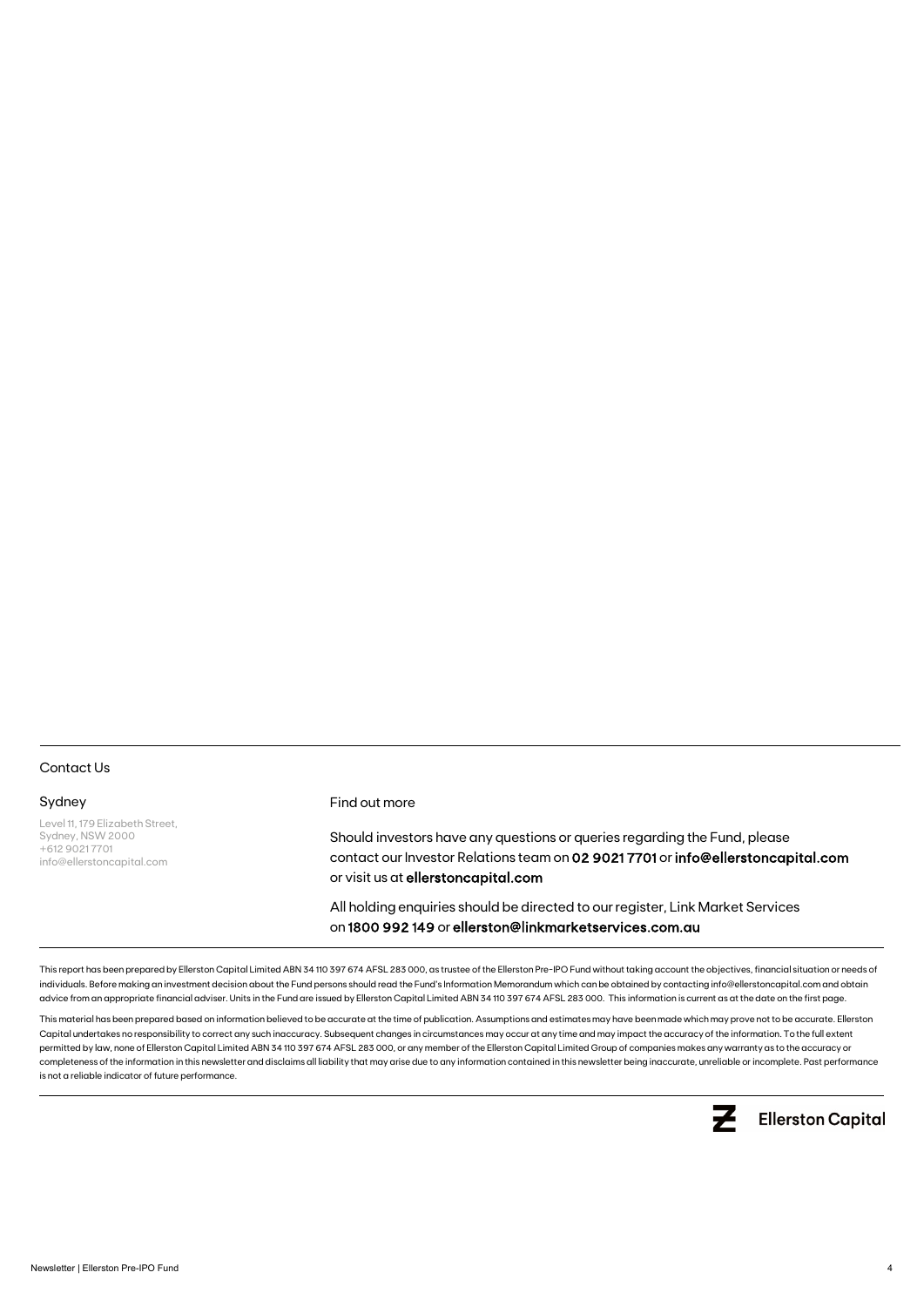## Contact Us

### Sydney

Level 11, 179 Elizabeth Street,
Sydney, NSW 2000
+612 9021 7701
info@ellerstoncapital.com

### Find out more

Should investors have any questions or queries regarding the Fund, please contact our Investor Relations team on **02 9021 7701** or **info@ellerstoncapital.com** or visit us at **ellerstoncapital.com**

All holding enquiries should be directed to our register, Link Market Services on **1800 992 149** or **ellerston@linkmarketservices.com.au**

This report has been prepared by Ellerston Capital Limited ABN 34 110 397 674 AFSL 283 000, as trustee of the Ellerston Pre-IPO Fund without taking account the objectives, financial situation or needs of individuals. Before making an investment decision about the Fund persons should read the Fund's Information Memorandum which can be obtained by contacting info@ellerstoncapital.com and obtain advice from an appropriate financial adviser. Units in the Fund are issued by Ellerston Capital Limited ABN 34 110 397 674 AFSL 283 000. This information is current as at the date on the first page.

This material has been prepared based on information believed to be accurate at the time of publication. Assumptions and estimates may have been made which may prove not to be accurate. Ellerston Capital undertakes no responsibility to correct any such inaccuracy. Subsequent changes in circumstances may occur at any time and may impact the accuracy of the information. To the full extent permitted by law, none of Ellerston Capital Limited ABN 34 110 397 674 AFSL 283 000, or any member of the Ellerston Capital Limited Group of companies makes any warranty as to the accuracy or completeness of the information in this newsletter and disclaims all liability that may arise due to any information contained in this newsletter being inaccurate, unreliable or incomplete. Past performance is not a reliable indicator of future performance.

Ellerston Capital